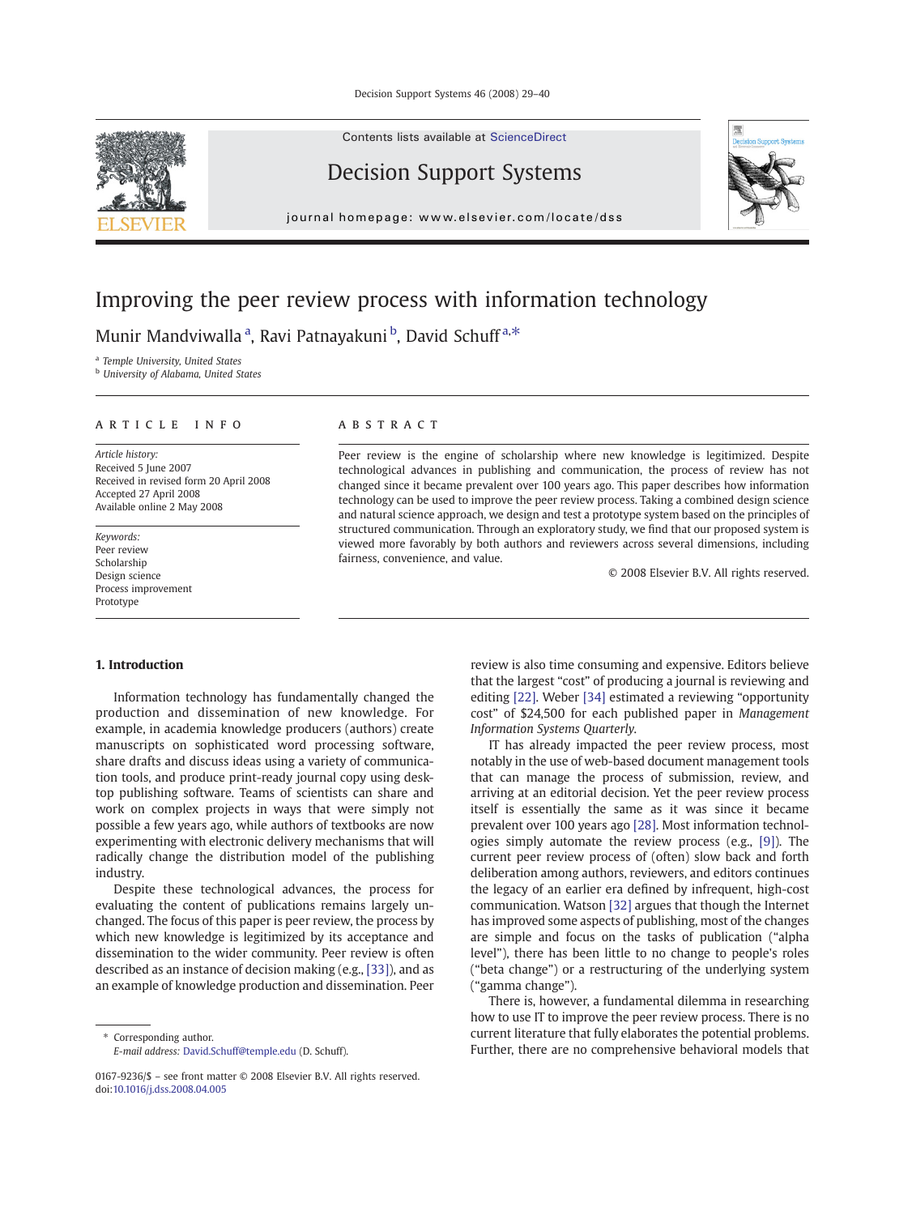# Improving the peer review process with information technology

Munir Mandviwalla [a], Ravi Patnayakuni [b], David Schuff [a,*]

[a] Temple University, United States
[b] University of Alabama, United States

## ARTICLE INFO

*Article history:*
Received 5 June 2007
Received in revised form 20 April 2008
Accepted 27 April 2008
Available online 2 May 2008

*Keywords:*
Peer review
Scholarship
Design science
Process improvement
Prototype

## ABSTRACT

Peer review is the engine of scholarship where new knowledge is legitimized. Despite technological advances in publishing and communication, the process of review has not changed since it became prevalent over 100 years ago. This paper describes how information technology can be used to improve the peer review process. Taking a combined design science and natural science approach, we design and test a prototype system based on the principles of structured communication. Through an exploratory study, we find that our proposed system is viewed more favorably by both authors and reviewers across several dimensions, including fairness, convenience, and value.

© 2008 Elsevier B.V. All rights reserved.

## 1. Introduction

Information technology has fundamentally changed the production and dissemination of new knowledge. For example, in academia knowledge producers (authors) create manuscripts on sophisticated word processing software, share drafts and discuss ideas using a variety of communication tools, and produce print-ready journal copy using desktop publishing software. Teams of scientists can share and work on complex projects in ways that were simply not possible a few years ago, while authors of textbooks are now experimenting with electronic delivery mechanisms that will radically change the distribution model of the publishing industry.

Despite these technological advances, the process for evaluating the content of publications remains largely unchanged. The focus of this paper is peer review, the process by which new knowledge is legitimized by its acceptance and dissemination to the wider community. Peer review is often described as an instance of decision making (e.g., [33]), and as an example of knowledge production and dissemination. Peer review is also time consuming and expensive. Editors believe that the largest "cost" of producing a journal is reviewing and editing [22]. Weber [34] estimated a reviewing "opportunity cost" of $24,500 for each published paper in *Management Information Systems Quarterly.*

IT has already impacted the peer review process, most notably in the use of web-based document management tools that can manage the process of submission, review, and arriving at an editorial decision. Yet the peer review process itself is essentially the same as it was since it became prevalent over 100 years ago [28]. Most information technologies simply automate the review process (e.g., [9]). The current peer review process of (often) slow back and forth deliberation among authors, reviewers, and editors continues the legacy of an earlier era defined by infrequent, high-cost communication. Watson [32] argues that though the Internet has improved some aspects of publishing, most of the changes are simple and focus on the tasks of publication ("alpha level"), there has been little to no change to people's roles ("beta change") or a restructuring of the underlying system ("gamma change").

There is, however, a fundamental dilemma in researching how to use IT to improve the peer review process. There is no current literature that fully elaborates the potential problems. Further, there are no comprehensive behavioral models that

* Corresponding author.
*E-mail address:* David.Schuff@temple.edu (D. Schuff).

0167-9236/$ – see front matter © 2008 Elsevier B.V. All rights reserved.
doi:10.1016/j.dss.2008.04.005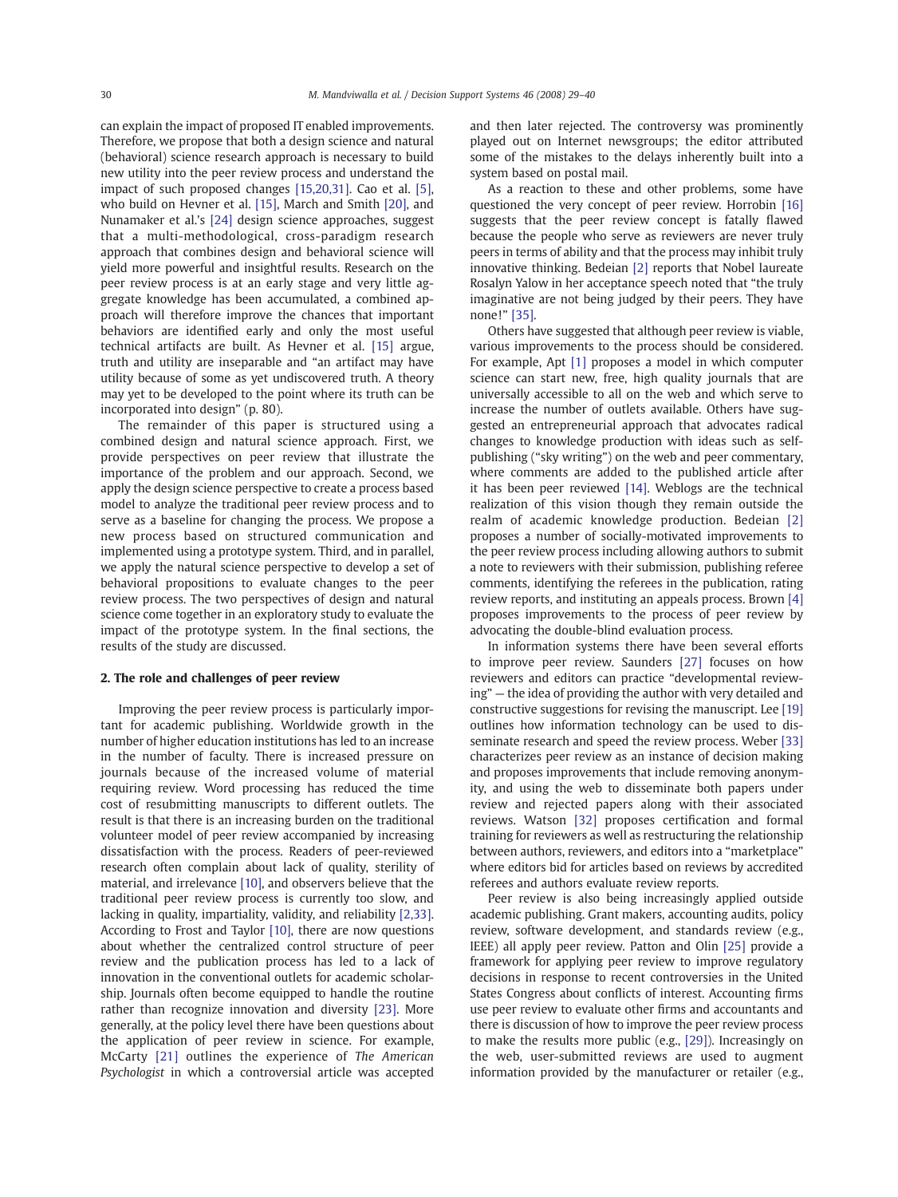can explain the impact of proposed IT enabled improvements. Therefore, we propose that both a design science and natural (behavioral) science research approach is necessary to build new utility into the peer review process and understand the impact of such proposed changes [15,20,31]. Cao et al. [5], who build on Hevner et al. [15], March and Smith [20], and Nunamaker et al.'s [24] design science approaches, suggest that a multi-methodological, cross-paradigm research approach that combines design and behavioral science will yield more powerful and insightful results. Research on the peer review process is at an early stage and very little aggregate knowledge has been accumulated, a combined approach will therefore improve the chances that important behaviors are identified early and only the most useful technical artifacts are built. As Hevner et al. [15] argue, truth and utility are inseparable and "an artifact may have utility because of some as yet undiscovered truth. A theory may yet to be developed to the point where its truth can be incorporated into design" (p. 80).

The remainder of this paper is structured using a combined design and natural science approach. First, we provide perspectives on peer review that illustrate the importance of the problem and our approach. Second, we apply the design science perspective to create a process based model to analyze the traditional peer review process and to serve as a baseline for changing the process. We propose a new process based on structured communication and implemented using a prototype system. Third, and in parallel, we apply the natural science perspective to develop a set of behavioral propositions to evaluate changes to the peer review process. The two perspectives of design and natural science come together in an exploratory study to evaluate the impact of the prototype system. In the final sections, the results of the study are discussed.

## 2. The role and challenges of peer review

Improving the peer review process is particularly important for academic publishing. Worldwide growth in the number of higher education institutions has led to an increase in the number of faculty. There is increased pressure on journals because of the increased volume of material requiring review. Word processing has reduced the time cost of resubmitting manuscripts to different outlets. The result is that there is an increasing burden on the traditional volunteer model of peer review accompanied by increasing dissatisfaction with the process. Readers of peer-reviewed research often complain about lack of quality, sterility of material, and irrelevance [10], and observers believe that the traditional peer review process is currently too slow, and lacking in quality, impartiality, validity, and reliability [2,33]. According to Frost and Taylor [10], there are now questions about whether the centralized control structure of peer review and the publication process has led to a lack of innovation in the conventional outlets for academic scholarship. Journals often become equipped to handle the routine rather than recognize innovation and diversity [23]. More generally, at the policy level there have been questions about the application of peer review in science. For example, McCarty [21] outlines the experience of *The American Psychologist* in which a controversial article was accepted and then later rejected. The controversy was prominently played out on Internet newsgroups; the editor attributed some of the mistakes to the delays inherently built into a system based on postal mail.

As a reaction to these and other problems, some have questioned the very concept of peer review. Horrobin [16] suggests that the peer review concept is fatally flawed because the people who serve as reviewers are never truly peers in terms of ability and that the process may inhibit truly innovative thinking. Bedeian [2] reports that Nobel laureate Rosalyn Yalow in her acceptance speech noted that "the truly imaginative are not being judged by their peers. They have none!" [35].

Others have suggested that although peer review is viable, various improvements to the process should be considered. For example, Apt [1] proposes a model in which computer science can start new, free, high quality journals that are universally accessible to all on the web and which serve to increase the number of outlets available. Others have suggested an entrepreneurial approach that advocates radical changes to knowledge production with ideas such as self-publishing ("sky writing") on the web and peer commentary, where comments are added to the published article after it has been peer reviewed [14]. Weblogs are the technical realization of this vision though they remain outside the realm of academic knowledge production. Bedeian [2] proposes a number of socially-motivated improvements to the peer review process including allowing authors to submit a note to reviewers with their submission, publishing referee comments, identifying the referees in the publication, rating review reports, and instituting an appeals process. Brown [4] proposes improvements to the process of peer review by advocating the double-blind evaluation process.

In information systems there have been several efforts to improve peer review. Saunders [27] focuses on how reviewers and editors can practice "developmental reviewing" — the idea of providing the author with very detailed and constructive suggestions for revising the manuscript. Lee [19] outlines how information technology can be used to disseminate research and speed the review process. Weber [33] characterizes peer review as an instance of decision making and proposes improvements that include removing anonymity, and using the web to disseminate both papers under review and rejected papers along with their associated reviews. Watson [32] proposes certification and formal training for reviewers as well as restructuring the relationship between authors, reviewers, and editors into a "marketplace" where editors bid for articles based on reviews by accredited referees and authors evaluate review reports.

Peer review is also being increasingly applied outside academic publishing. Grant makers, accounting audits, policy review, software development, and standards review (e.g., IEEE) all apply peer review. Patton and Olin [25] provide a framework for applying peer review to improve regulatory decisions in response to recent controversies in the United States Congress about conflicts of interest. Accounting firms use peer review to evaluate other firms and accountants and there is discussion of how to improve the peer review process to make the results more public (e.g., [29]). Increasingly on the web, user-submitted reviews are used to augment information provided by the manufacturer or retailer (e.g.,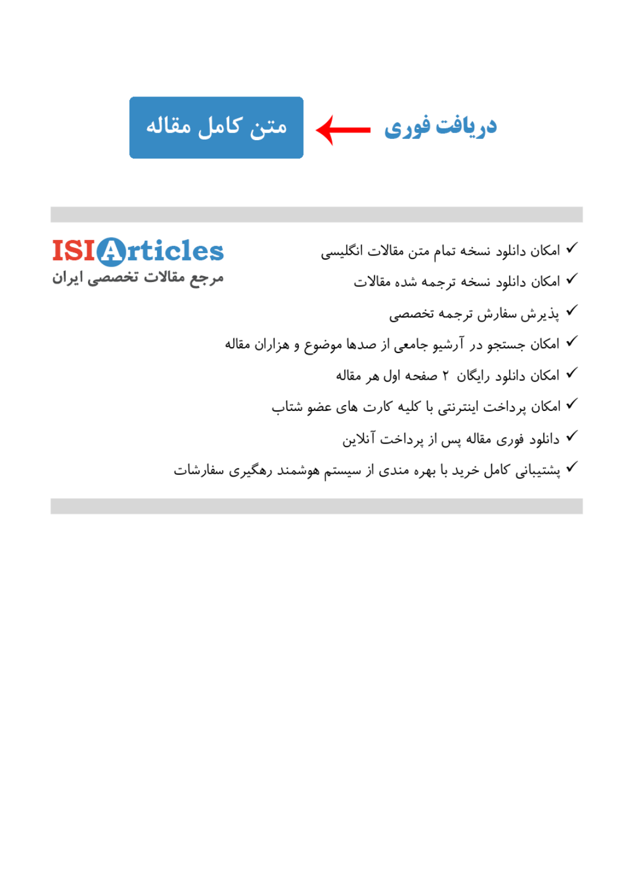دریافت فوری ← متن کامل مقاله

ISIArticles
مرجع مقالات تخصصی ایران

- ✓ امکان دانلود نسخه تمام متن مقالات انگلیسی
- ✓ امکان دانلود نسخه ترجمه شده مقالات
- ✓ پذیرش سفارش ترجمه تخصصی
- ✓ امکان جستجو در آرشیو جامعی از صدها موضوع و هزاران مقاله
- ✓ امکان دانلود رایگان ۲ صفحه اول هر مقاله
- ✓ امکان پرداخت اینترنتی با کلیه کارت های عضو شتاب
- ✓ دانلود فوری مقاله پس از پرداخت آنلاین
- ✓ پشتیبانی کامل خرید با بهره مندی از سیستم هوشمند رهگیری سفارشات